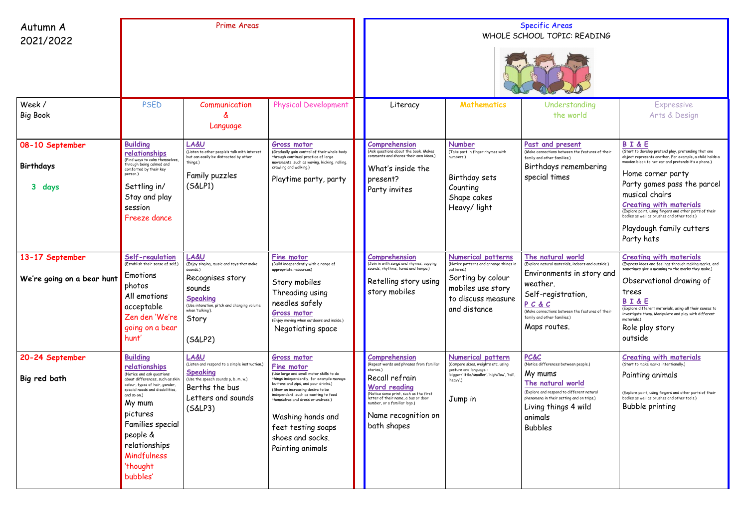Autumn A
2021/2022

| Week / Big Book | PSED | Communication & Language | Physical Development | Literacy | Mathematics | Understanding the world | Expressive Arts & Design |
|---|---|---|---|---|---|---|---|
| | **Prime Areas** | | | **Specific Areas** WHOLE SCHOOL TOPIC: READING | | | |
| **08-10 September** **Birthdays** 3 days | **Building relationships** (Find ways to calm themselves, through being calmed and comforted by their key person.) Settling in/ Stay and play session Freeze dance | **LA&U** (Listen to other people's talk with interest but can easily be distracted by other things.) Family puzzles (S&LP1) | **Gross motor** (Gradually gain control of their whole body through continual practice of large movements, such as waving, kicking, rolling, crawling and walking.) Playtime party, party | **Comprehension** (Ask questions about the book. Makes comments and shares their own ideas.) What's inside the present? Party invites | **Number** (Take part in finger rhymes with numbers.) Birthday sets Counting Shape cakes Heavy/ light | **Past and present** (Make connections between the features of their family and other families.) Birthdays remembering special times | **B I & E** (Start to develop pretend play, pretending that one object represents another. For example, a child holds a wooden block to her ear and pretends it's a phone.) Home corner party Party games pass the parcel musical chairs **Creating with materials** (Explore paint, using fingers and other parts of their bodies as well as brushes and other tools.) Playdough family cutters Party hats |
| **13-17 September** **We're going on a bear hunt** | **Self-regulation** (Establish their sense of self.) Emotions photos All emotions acceptable Zen den 'We're going on a bear hunt' | **LA&U** (Enjoy singing, music and toys that make sounds.) Recognises story sounds **Speaking** (Use intonation, pitch and changing volume when 'talking'). Story (S&LP2) | **Fine motor** (Build independently with a range of appropriate resources) Story mobiles Threading using needles safely **Gross motor** (Enjoy moving when outdoors and inside.) Negotiating space | **Comprehension** (Join in with songs and rhymes, copying sounds, rhythms, tunes and tempo.) Retelling story using story mobiles | **Numerical patterns** (Notice patterns and arrange things in patterns.) Sorting by colour mobiles use story to discuss measure and distance | **The natural world** (Explore natural materials, indoors and outside.) Environments in story and weather. Self-registration, **P C & C** (Make connections between the features of their family and other families.) Maps routes. | **Creating with materials** (Express ideas and feelings through making marks, and sometimes give a meaning to the marks they make.) Observational drawing of trees **B I & E** (Explore different materials, using all their senses to investigate them. Manipulate and play with different materials.) Role play story outside |
| **20-24 September** **Big red bath** | **Building relationships** (Notice and ask questions about differences, such as skin colour, types of hair, gender, special needs and disabilities, and so on.) My mum pictures Families special people & relationships Mindfulness 'thought bubbles' | **LA&U** (Listen and respond to a simple instruction.) **Speaking** (Use the speech sounds p, b, m, w.) Berths the bus Letters and sounds (S&LP3) | **Gross motor** **Fine motor** (Use large and small motor skills to do things independently, for example manage buttons and zips, and pour drinks.) (Show an increasing desire to be independent, such as wanting to feed themselves and dress or undress.) Washing hands and feet testing soaps shoes and socks. Painting animals | **Comprehension** (Repeat words and phrases from familiar stories.) Recall refrain **Word reading** (Notice some print, such as the first letter of their name, a bus or door number, or a familiar logo.) Name recognition on bath shapes | **Numerical pattern** (Compare sizes, weights etc. using gesture and language - 'bigger/little/smaller', 'high/low', 'tall', 'heavy'.) Jump in | **PC&C** (Notice differences between people.) My mums **The natural world** (Explore and respond to different natural phenomena in their setting and on trips.) Living things 4 wild animals Bubbles | **Creating with materials** (Start to make marks intentionally.) Painting animals (Explore paint, using fingers and other parts of their bodies as well as brushes and other tools.) Bubble printing |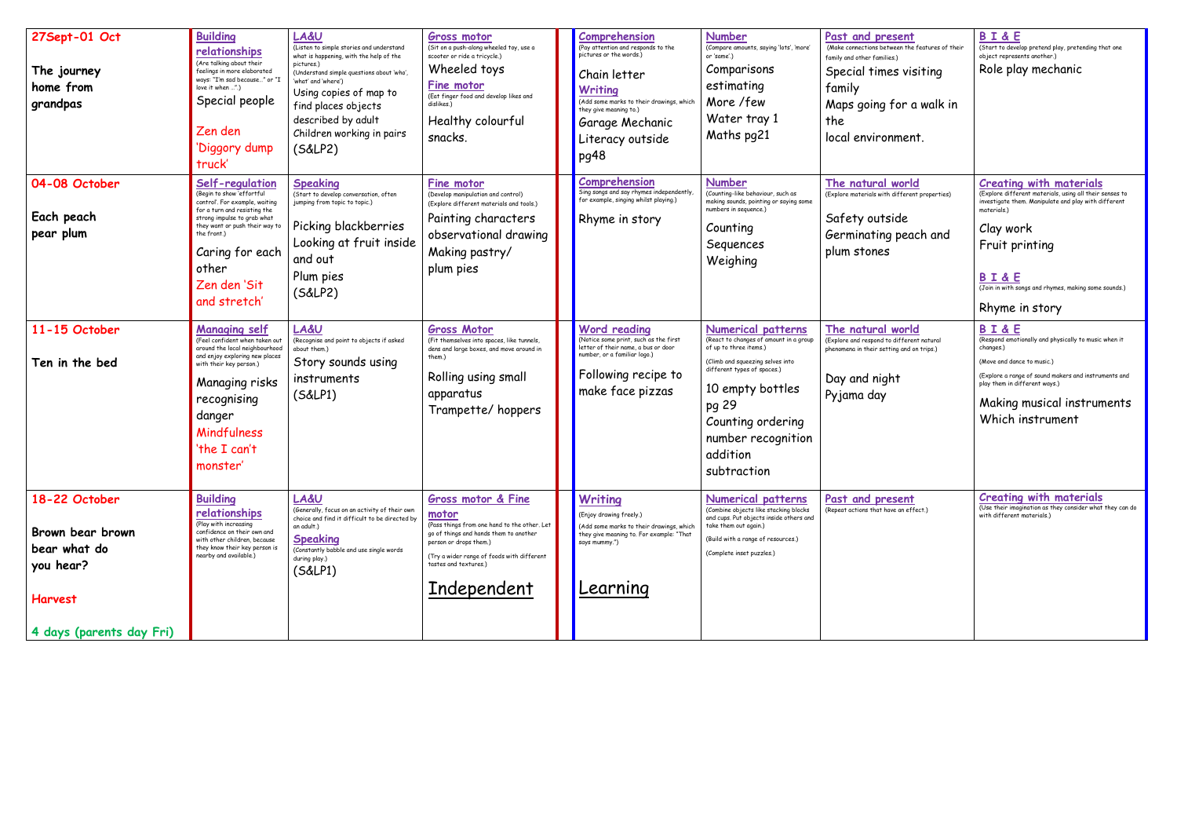| | | | | | | | |
|---|---|---|---|---|---|---|---|
| **27Sept-01 Oct**<br><br>**The journey home from grandpas** | **Building relationships**<br>(Are talking about their feelings in more elaborated ways: "I'm sad because…" or "I love it when …".)<br>Special people<br><br>Zen den 'Diggory dump truck' | **LA&U**<br>(Listen to simple stories and understand what is happening, with the help of the pictures.)<br>(Understand simple questions about 'who', 'what' and 'where')<br>Using copies of map to find places objects described by adult Children working in pairs (S&LP2) | **Gross motor**<br>(Sit on a push-along wheeled toy, use a scooter or ride a tricycle.)<br>Wheeled toys<br>**Fine motor**<br>(Eat finger food and develop likes and dislikes.)<br>Healthy colourful snacks. | **Comprehension**<br>(Pay attention and responds to the pictures or the words.)<br>Chain letter<br>**Writing**<br>(Add some marks to their drawings, which they give meaning to.)<br>Garage Mechanic Literacy outside pg48 | **Number**<br>(Compare amounts, saying 'lots', 'more' or 'same'.)<br>Comparisons estimating More /few Water tray 1 Maths pg21 | **Past and present**<br>(Make connections between the features of their family and other families.)<br>Special times visiting family<br>Maps going for a walk in the local environment. | **B I & E**<br>(Start to develop pretend play, pretending that one object represents another.)<br>Role play mechanic |
| **04-08 October**<br><br>**Each peach pear plum** | **Self-regulation**<br>(Begin to show 'effortful control'. For example, waiting for a turn and resisting the strong impulse to grab what they want or push their way to the front.)<br>Caring for each other<br>Zen den 'Sit and stretch' | **Speaking**<br>(Start to develop conversation, often jumping from topic to topic.)<br>Picking blackberries Looking at fruit inside and out Plum pies (S&LP2) | **Fine motor**<br>(Develop manipulation and control)<br>(Explore different materials and tools.)<br>Painting characters observational drawing Making pastry/ plum pies | **Comprehension**<br>Sing songs and say rhymes independently, for example, singing whilst playing.)<br>Rhyme in story | **Number**<br>(Counting-like behaviour, such as making sounds, pointing or saying some numbers in sequence.)<br>Counting Sequences Weighing | **The natural world**<br>(Explore materials with different properties)<br>Safety outside Germinating peach and plum stones | **Creating with materials**<br>(Explore different materials, using all their senses to investigate them. Manipulate and play with different materials.)<br>Clay work Fruit printing<br>**B I & E**<br>(Join in with songs and rhymes, making some sounds.)<br>Rhyme in story |
| **11-15 October**<br><br>**Ten in the bed** | **Managing self**<br>(Feel confident when taken out around the local neighbourhood and enjoy exploring new places with their key person.)<br>Managing risks recognising danger<br>Mindfulness 'the I can't monster' | **LA&U**<br>(Recognise and point to objects if asked about them.)<br>Story sounds using instruments (S&LP1) | **Gross Motor**<br>(Fit themselves into spaces, like tunnels, dens and large boxes, and move around in them.)<br>Rolling using small apparatus Trampette/ hoppers | **Word reading**<br>(Notice some print, such as the first letter of their name, a bus or door number, or a familiar logo.)<br>Following recipe to make face pizzas | **Numerical patterns**<br>(React to changes of amount in a group of up to three items.)<br>(Climb and squeezing selves into different types of spaces.)<br>10 empty bottles pg 29 Counting ordering number recognition addition subtraction | **The natural world**<br>(Explore and respond to different natural phenomena in their setting and on trips.)<br>Day and night Pyjama day | **B I & E**<br>(Respond emotionally and physically to music when it changes.)<br>(Move and dance to music.)<br>(Explore a range of sound makers and instruments and play them in different ways.)<br>Making musical instruments Which instrument |
| **18-22 October**<br><br>**Brown bear brown bear what do you hear?**<br><br>**Harvest**<br><br>**4 days (parents day Fri)** | **Building relationships**<br>(Play with increasing confidence on their own and with other children, because they know their key person is nearby and available.) | **LA&U**<br>(Generally, focus on an activity of their own choice and find it difficult to be directed by an adult.)<br>**Speaking**<br>(Constantly babble and use single words during play.)<br>(S&LP1) | **Gross motor & Fine motor**<br>(Pass things from one hand to the other. Let go of things and hands them to another person or drops them.)<br>(Try a wider range of foods with different tastes and textures.)<br><br>Independent | **Writing**<br>(Enjoy drawing freely.)<br>(Add some marks to their drawings, which they give meaning to. For example: "That says mummy.")<br><br>Learning | **Numerical patterns**<br>(Combine objects like stacking blocks and cups. Put objects inside others and take them out again.)<br>(Build with a range of resources.)<br>(Complete inset puzzles.) | **Past and present**<br>(Repeat actions that have an effect.) | **Creating with materials**<br>(Use their imagination as they consider what they can do with different materials.) |